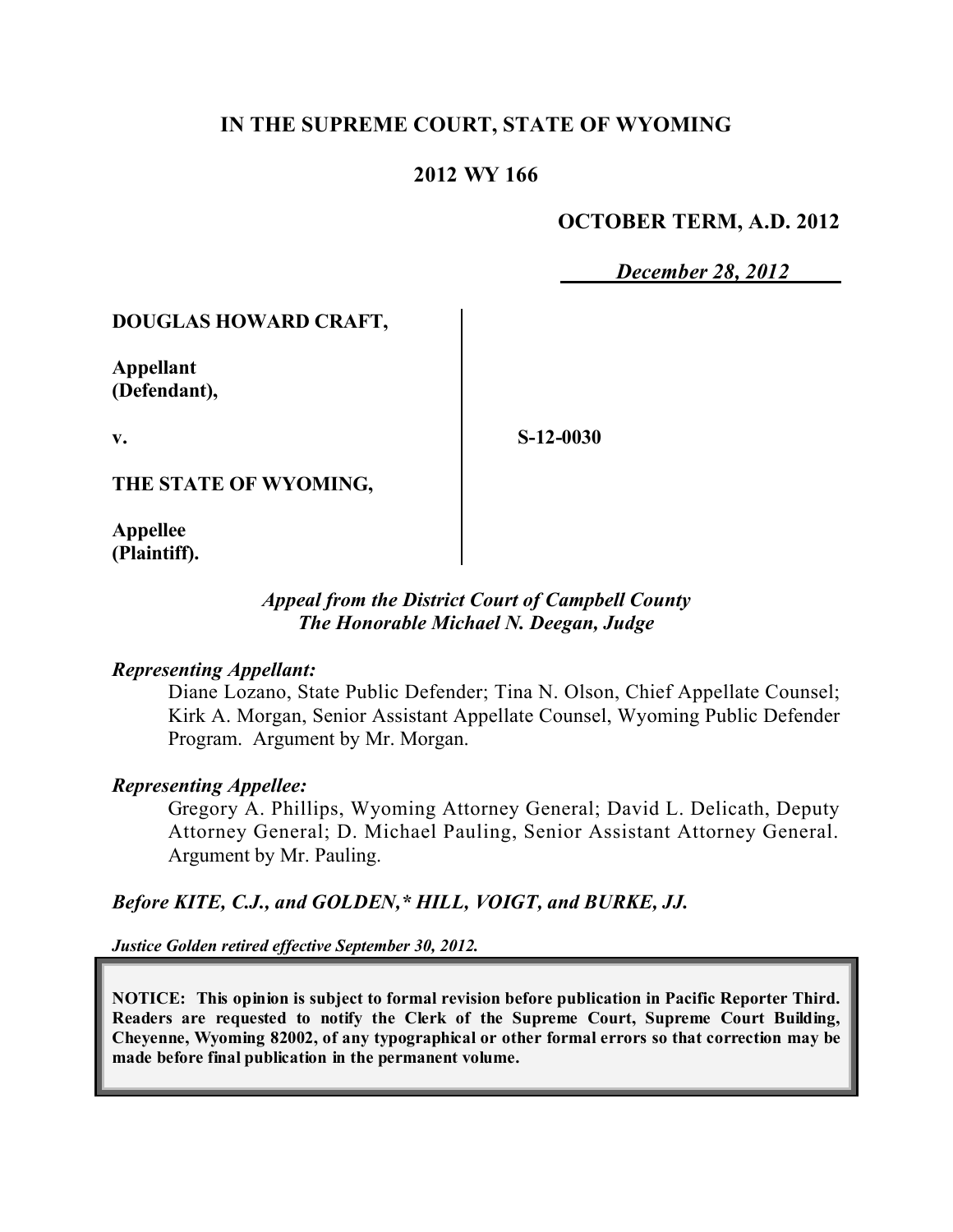# IN THE SUPREME COURT, STATE OF WYOMING

## 2012 WY 166

**OCTOBER TERM, A.D. 2012**

*December 28, 2012*

**DOUGLAS HOWARD CRAFT,**

**Appellant (Defendant),**

**v.**

**S-12-0030**

**THE STATE OF WYOMING,**

**Appellee (Plaintiff).**

*Appeal from the District Court of Campbell County*
*The Honorable Michael N. Deegan, Judge*

*Representing Appellant:*

Diane Lozano, State Public Defender; Tina N. Olson, Chief Appellate Counsel; Kirk A. Morgan, Senior Assistant Appellate Counsel, Wyoming Public Defender Program. Argument by Mr. Morgan.

*Representing Appellee:*

Gregory A. Phillips, Wyoming Attorney General; David L. Delicath, Deputy Attorney General; D. Michael Pauling, Senior Assistant Attorney General. Argument by Mr. Pauling.

***Before KITE, C.J., and GOLDEN,\* HILL, VOIGT, and BURKE, JJ.***

*Justice Golden retired effective September 30, 2012.*

**NOTICE: This opinion is subject to formal revision before publication in Pacific Reporter Third. Readers are requested to notify the Clerk of the Supreme Court, Supreme Court Building, Cheyenne, Wyoming 82002, of any typographical or other formal errors so that correction may be made before final publication in the permanent volume.**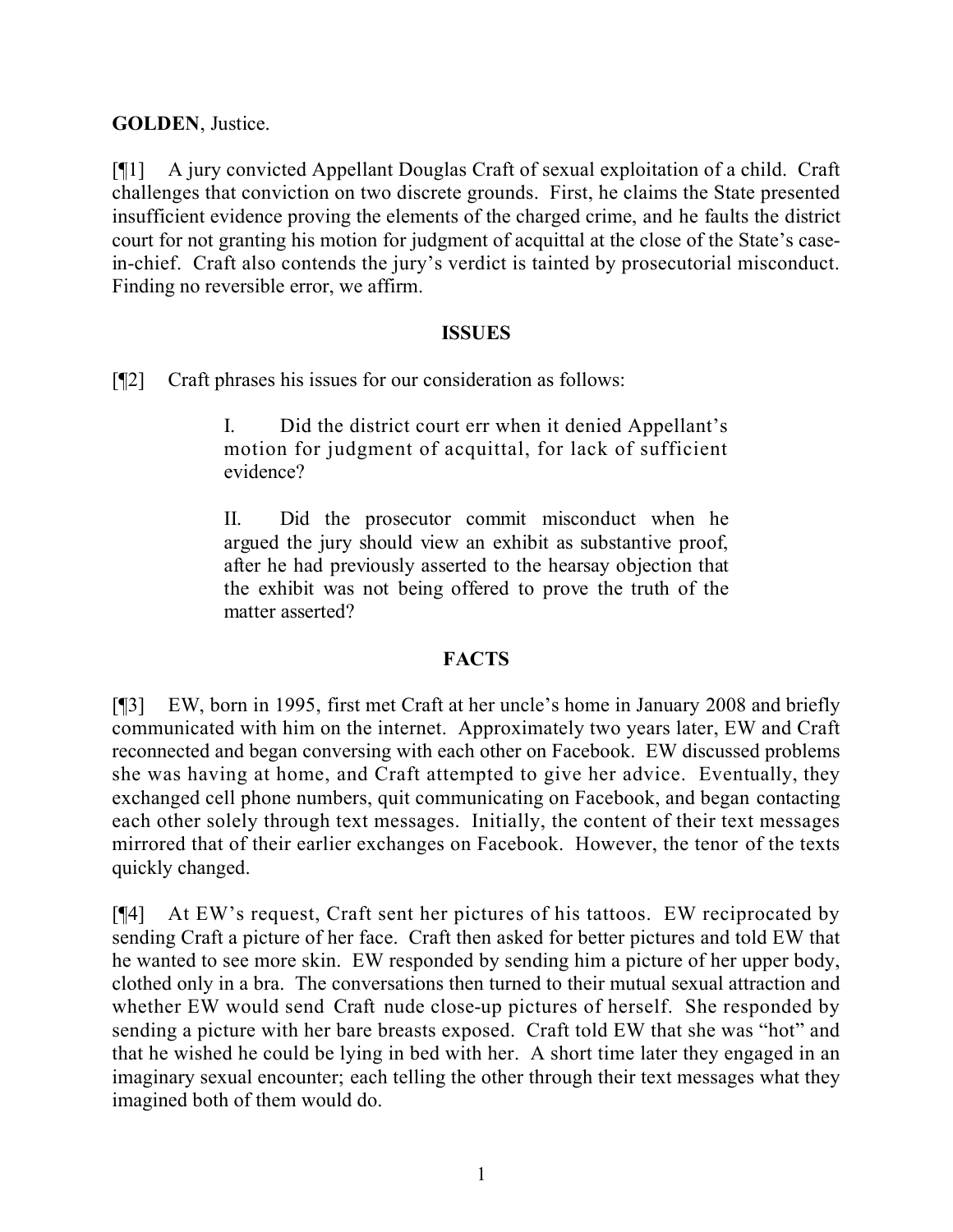**GOLDEN**, Justice.

[¶1] A jury convicted Appellant Douglas Craft of sexual exploitation of a child. Craft challenges that conviction on two discrete grounds. First, he claims the State presented insufficient evidence proving the elements of the charged crime, and he faults the district court for not granting his motion for judgment of acquittal at the close of the State's case-in-chief. Craft also contends the jury's verdict is tainted by prosecutorial misconduct. Finding no reversible error, we affirm.

## ISSUES

[¶2] Craft phrases his issues for our consideration as follows:

> I. Did the district court err when it denied Appellant's motion for judgment of acquittal, for lack of sufficient evidence?
>
> II. Did the prosecutor commit misconduct when he argued the jury should view an exhibit as substantive proof, after he had previously asserted to the hearsay objection that the exhibit was not being offered to prove the truth of the matter asserted?

## FACTS

[¶3] EW, born in 1995, first met Craft at her uncle's home in January 2008 and briefly communicated with him on the internet. Approximately two years later, EW and Craft reconnected and began conversing with each other on Facebook. EW discussed problems she was having at home, and Craft attempted to give her advice. Eventually, they exchanged cell phone numbers, quit communicating on Facebook, and began contacting each other solely through text messages. Initially, the content of their text messages mirrored that of their earlier exchanges on Facebook. However, the tenor of the texts quickly changed.

[¶4] At EW's request, Craft sent her pictures of his tattoos. EW reciprocated by sending Craft a picture of her face. Craft then asked for better pictures and told EW that he wanted to see more skin. EW responded by sending him a picture of her upper body, clothed only in a bra. The conversations then turned to their mutual sexual attraction and whether EW would send Craft nude close-up pictures of herself. She responded by sending a picture with her bare breasts exposed. Craft told EW that she was "hot" and that he wished he could be lying in bed with her. A short time later they engaged in an imaginary sexual encounter; each telling the other through their text messages what they imagined both of them would do.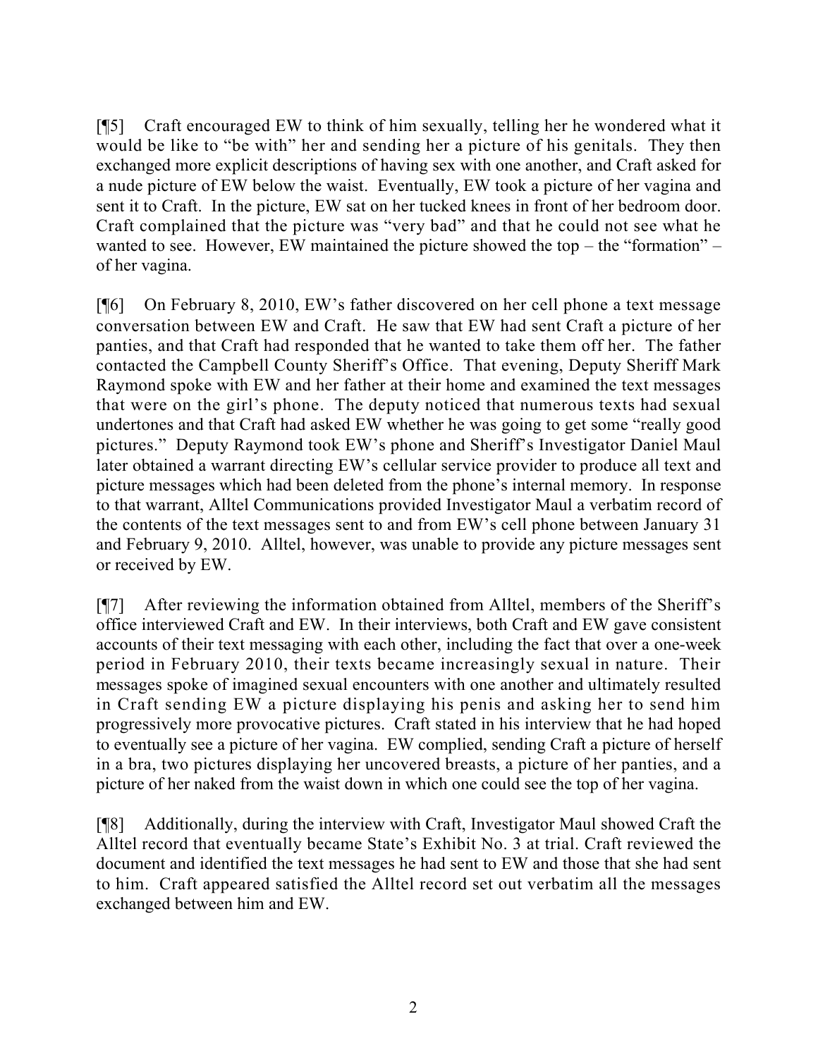[¶5] Craft encouraged EW to think of him sexually, telling her he wondered what it would be like to "be with" her and sending her a picture of his genitals. They then exchanged more explicit descriptions of having sex with one another, and Craft asked for a nude picture of EW below the waist. Eventually, EW took a picture of her vagina and sent it to Craft. In the picture, EW sat on her tucked knees in front of her bedroom door. Craft complained that the picture was "very bad" and that he could not see what he wanted to see. However, EW maintained the picture showed the top – the "formation" – of her vagina.

[¶6] On February 8, 2010, EW's father discovered on her cell phone a text message conversation between EW and Craft. He saw that EW had sent Craft a picture of her panties, and that Craft had responded that he wanted to take them off her. The father contacted the Campbell County Sheriff's Office. That evening, Deputy Sheriff Mark Raymond spoke with EW and her father at their home and examined the text messages that were on the girl's phone. The deputy noticed that numerous texts had sexual undertones and that Craft had asked EW whether he was going to get some "really good pictures." Deputy Raymond took EW's phone and Sheriff's Investigator Daniel Maul later obtained a warrant directing EW's cellular service provider to produce all text and picture messages which had been deleted from the phone's internal memory. In response to that warrant, Alltel Communications provided Investigator Maul a verbatim record of the contents of the text messages sent to and from EW's cell phone between January 31 and February 9, 2010. Alltel, however, was unable to provide any picture messages sent or received by EW.

[¶7] After reviewing the information obtained from Alltel, members of the Sheriff's office interviewed Craft and EW. In their interviews, both Craft and EW gave consistent accounts of their text messaging with each other, including the fact that over a one-week period in February 2010, their texts became increasingly sexual in nature. Their messages spoke of imagined sexual encounters with one another and ultimately resulted in Craft sending EW a picture displaying his penis and asking her to send him progressively more provocative pictures. Craft stated in his interview that he had hoped to eventually see a picture of her vagina. EW complied, sending Craft a picture of herself in a bra, two pictures displaying her uncovered breasts, a picture of her panties, and a picture of her naked from the waist down in which one could see the top of her vagina.

[¶8] Additionally, during the interview with Craft, Investigator Maul showed Craft the Alltel record that eventually became State's Exhibit No. 3 at trial. Craft reviewed the document and identified the text messages he had sent to EW and those that she had sent to him. Craft appeared satisfied the Alltel record set out verbatim all the messages exchanged between him and EW.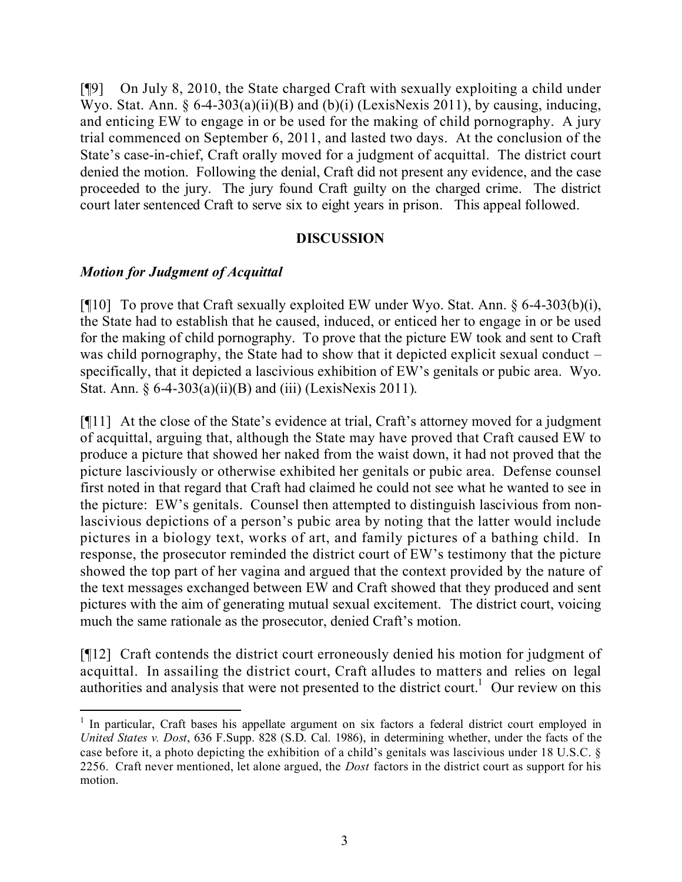[¶9] On July 8, 2010, the State charged Craft with sexually exploiting a child under Wyo. Stat. Ann. § 6-4-303(a)(ii)(B) and (b)(i) (LexisNexis 2011), by causing, inducing, and enticing EW to engage in or be used for the making of child pornography. A jury trial commenced on September 6, 2011, and lasted two days. At the conclusion of the State's case-in-chief, Craft orally moved for a judgment of acquittal. The district court denied the motion. Following the denial, Craft did not present any evidence, and the case proceeded to the jury. The jury found Craft guilty on the charged crime. The district court later sentenced Craft to serve six to eight years in prison. This appeal followed.

## DISCUSSION

### *Motion for Judgment of Acquittal*

[¶10] To prove that Craft sexually exploited EW under Wyo. Stat. Ann. § 6-4-303(b)(i), the State had to establish that he caused, induced, or enticed her to engage in or be used for the making of child pornography. To prove that the picture EW took and sent to Craft was child pornography, the State had to show that it depicted explicit sexual conduct – specifically, that it depicted a lascivious exhibition of EW's genitals or pubic area. Wyo. Stat. Ann. § 6-4-303(a)(ii)(B) and (iii) (LexisNexis 2011).

[¶11] At the close of the State's evidence at trial, Craft's attorney moved for a judgment of acquittal, arguing that, although the State may have proved that Craft caused EW to produce a picture that showed her naked from the waist down, it had not proved that the picture lasciviously or otherwise exhibited her genitals or pubic area. Defense counsel first noted in that regard that Craft had claimed he could not see what he wanted to see in the picture: EW's genitals. Counsel then attempted to distinguish lascivious from non-lascivious depictions of a person's pubic area by noting that the latter would include pictures in a biology text, works of art, and family pictures of a bathing child. In response, the prosecutor reminded the district court of EW's testimony that the picture showed the top part of her vagina and argued that the context provided by the nature of the text messages exchanged between EW and Craft showed that they produced and sent pictures with the aim of generating mutual sexual excitement. The district court, voicing much the same rationale as the prosecutor, denied Craft's motion.

[¶12] Craft contends the district court erroneously denied his motion for judgment of acquittal. In assailing the district court, Craft alludes to matters and relies on legal authorities and analysis that were not presented to the district court.[1] Our review on this

---

[1] In particular, Craft bases his appellate argument on six factors a federal district court employed in *United States v. Dost*, 636 F.Supp. 828 (S.D. Cal. 1986), in determining whether, under the facts of the case before it, a photo depicting the exhibition of a child's genitals was lascivious under 18 U.S.C. § 2256. Craft never mentioned, let alone argued, the *Dost* factors in the district court as support for his motion.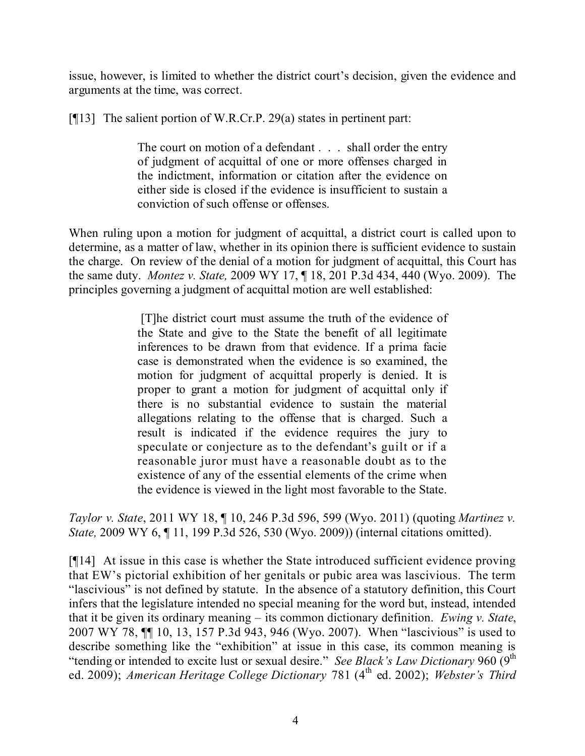issue, however, is limited to whether the district court's decision, given the evidence and arguments at the time, was correct.

[¶13] The salient portion of W.R.Cr.P. 29(a) states in pertinent part:

> The court on motion of a defendant . . . shall order the entry of judgment of acquittal of one or more offenses charged in the indictment, information or citation after the evidence on either side is closed if the evidence is insufficient to sustain a conviction of such offense or offenses.

When ruling upon a motion for judgment of acquittal, a district court is called upon to determine, as a matter of law, whether in its opinion there is sufficient evidence to sustain the charge. On review of the denial of a motion for judgment of acquittal, this Court has the same duty. *Montez v. State,* 2009 WY 17, ¶ 18, 201 P.3d 434, 440 (Wyo. 2009). The principles governing a judgment of acquittal motion are well established:

> [T]he district court must assume the truth of the evidence of the State and give to the State the benefit of all legitimate inferences to be drawn from that evidence. If a prima facie case is demonstrated when the evidence is so examined, the motion for judgment of acquittal properly is denied. It is proper to grant a motion for judgment of acquittal only if there is no substantial evidence to sustain the material allegations relating to the offense that is charged. Such a result is indicated if the evidence requires the jury to speculate or conjecture as to the defendant's guilt or if a reasonable juror must have a reasonable doubt as to the existence of any of the essential elements of the crime when the evidence is viewed in the light most favorable to the State.

*Taylor v. State*, 2011 WY 18, ¶ 10, 246 P.3d 596, 599 (Wyo. 2011) (quoting *Martinez v. State,* 2009 WY 6, ¶ 11, 199 P.3d 526, 530 (Wyo. 2009)) (internal citations omitted).

[¶14] At issue in this case is whether the State introduced sufficient evidence proving that EW's pictorial exhibition of her genitals or pubic area was lascivious. The term "lascivious" is not defined by statute. In the absence of a statutory definition, this Court infers that the legislature intended no special meaning for the word but, instead, intended that it be given its ordinary meaning – its common dictionary definition. *Ewing v. State*, 2007 WY 78, ¶¶ 10, 13, 157 P.3d 943, 946 (Wyo. 2007). When "lascivious" is used to describe something like the "exhibition" at issue in this case, its common meaning is "tending or intended to excite lust or sexual desire." *See Black's Law Dictionary* 960 (9th ed. 2009); *American Heritage College Dictionary* 781 (4th ed. 2002); *Webster's Third*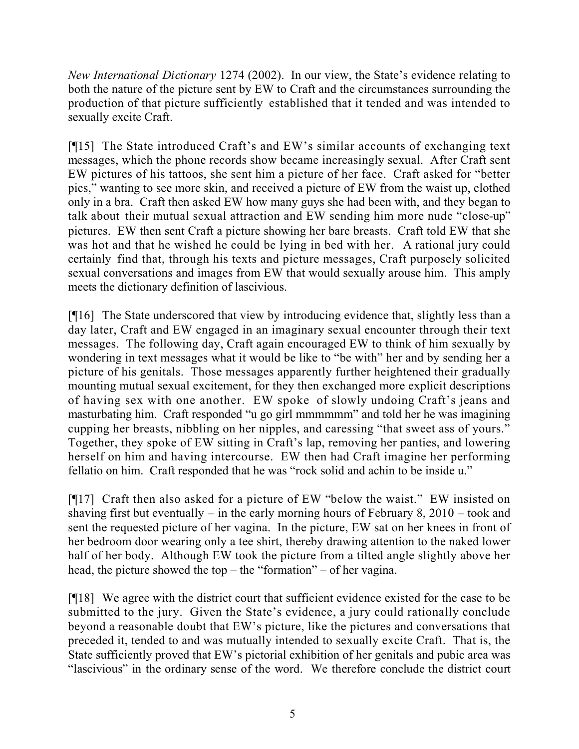*New International Dictionary* 1274 (2002). In our view, the State's evidence relating to both the nature of the picture sent by EW to Craft and the circumstances surrounding the production of that picture sufficiently established that it tended and was intended to sexually excite Craft.

[¶15] The State introduced Craft's and EW's similar accounts of exchanging text messages, which the phone records show became increasingly sexual. After Craft sent EW pictures of his tattoos, she sent him a picture of her face. Craft asked for "better pics," wanting to see more skin, and received a picture of EW from the waist up, clothed only in a bra. Craft then asked EW how many guys she had been with, and they began to talk about their mutual sexual attraction and EW sending him more nude "close-up" pictures. EW then sent Craft a picture showing her bare breasts. Craft told EW that she was hot and that he wished he could be lying in bed with her. A rational jury could certainly find that, through his texts and picture messages, Craft purposely solicited sexual conversations and images from EW that would sexually arouse him. This amply meets the dictionary definition of lascivious.

[¶16] The State underscored that view by introducing evidence that, slightly less than a day later, Craft and EW engaged in an imaginary sexual encounter through their text messages. The following day, Craft again encouraged EW to think of him sexually by wondering in text messages what it would be like to "be with" her and by sending her a picture of his genitals. Those messages apparently further heightened their gradually mounting mutual sexual excitement, for they then exchanged more explicit descriptions of having sex with one another. EW spoke of slowly undoing Craft's jeans and masturbating him. Craft responded "u go girl mmmmmm" and told her he was imagining cupping her breasts, nibbling on her nipples, and caressing "that sweet ass of yours." Together, they spoke of EW sitting in Craft's lap, removing her panties, and lowering herself on him and having intercourse. EW then had Craft imagine her performing fellatio on him. Craft responded that he was "rock solid and achin to be inside u."

[¶17] Craft then also asked for a picture of EW "below the waist." EW insisted on shaving first but eventually – in the early morning hours of February 8, 2010 – took and sent the requested picture of her vagina. In the picture, EW sat on her knees in front of her bedroom door wearing only a tee shirt, thereby drawing attention to the naked lower half of her body. Although EW took the picture from a tilted angle slightly above her head, the picture showed the top – the "formation" – of her vagina.

[¶18] We agree with the district court that sufficient evidence existed for the case to be submitted to the jury. Given the State's evidence, a jury could rationally conclude beyond a reasonable doubt that EW's picture, like the pictures and conversations that preceded it, tended to and was mutually intended to sexually excite Craft. That is, the State sufficiently proved that EW's pictorial exhibition of her genitals and pubic area was "lascivious" in the ordinary sense of the word. We therefore conclude the district court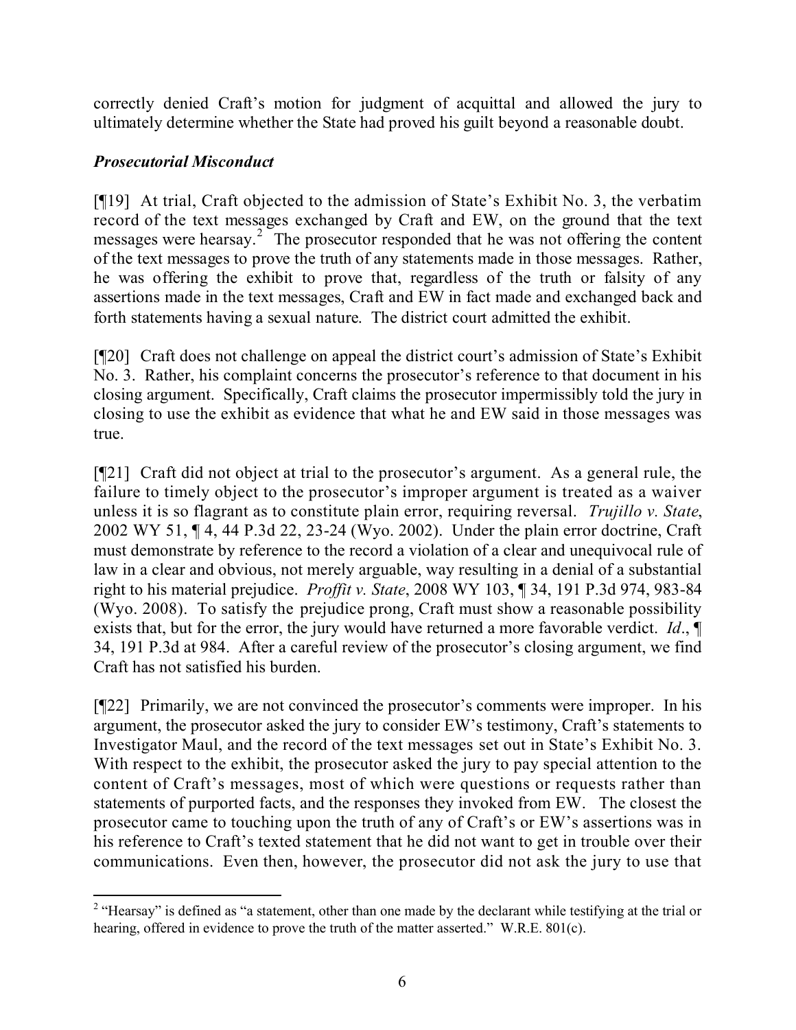correctly denied Craft's motion for judgment of acquittal and allowed the jury to ultimately determine whether the State had proved his guilt beyond a reasonable doubt.

### *Prosecutorial Misconduct*

[¶19] At trial, Craft objected to the admission of State's Exhibit No. 3, the verbatim record of the text messages exchanged by Craft and EW, on the ground that the text messages were hearsay.[2] The prosecutor responded that he was not offering the content of the text messages to prove the truth of any statements made in those messages. Rather, he was offering the exhibit to prove that, regardless of the truth or falsity of any assertions made in the text messages, Craft and EW in fact made and exchanged back and forth statements having a sexual nature. The district court admitted the exhibit.

[¶20] Craft does not challenge on appeal the district court's admission of State's Exhibit No. 3. Rather, his complaint concerns the prosecutor's reference to that document in his closing argument. Specifically, Craft claims the prosecutor impermissibly told the jury in closing to use the exhibit as evidence that what he and EW said in those messages was true.

[¶21] Craft did not object at trial to the prosecutor's argument. As a general rule, the failure to timely object to the prosecutor's improper argument is treated as a waiver unless it is so flagrant as to constitute plain error, requiring reversal. *Trujillo v. State*, 2002 WY 51, ¶ 4, 44 P.3d 22, 23-24 (Wyo. 2002). Under the plain error doctrine, Craft must demonstrate by reference to the record a violation of a clear and unequivocal rule of law in a clear and obvious, not merely arguable, way resulting in a denial of a substantial right to his material prejudice. *Proffit v. State*, 2008 WY 103, ¶ 34, 191 P.3d 974, 983-84 (Wyo. 2008). To satisfy the prejudice prong, Craft must show a reasonable possibility exists that, but for the error, the jury would have returned a more favorable verdict. *Id*., ¶ 34, 191 P.3d at 984. After a careful review of the prosecutor's closing argument, we find Craft has not satisfied his burden.

[¶22] Primarily, we are not convinced the prosecutor's comments were improper. In his argument, the prosecutor asked the jury to consider EW's testimony, Craft's statements to Investigator Maul, and the record of the text messages set out in State's Exhibit No. 3. With respect to the exhibit, the prosecutor asked the jury to pay special attention to the content of Craft's messages, most of which were questions or requests rather than statements of purported facts, and the responses they invoked from EW. The closest the prosecutor came to touching upon the truth of any of Craft's or EW's assertions was in his reference to Craft's texted statement that he did not want to get in trouble over their communications. Even then, however, the prosecutor did not ask the jury to use that

[2] "Hearsay" is defined as "a statement, other than one made by the declarant while testifying at the trial or hearing, offered in evidence to prove the truth of the matter asserted." W.R.E. 801(c).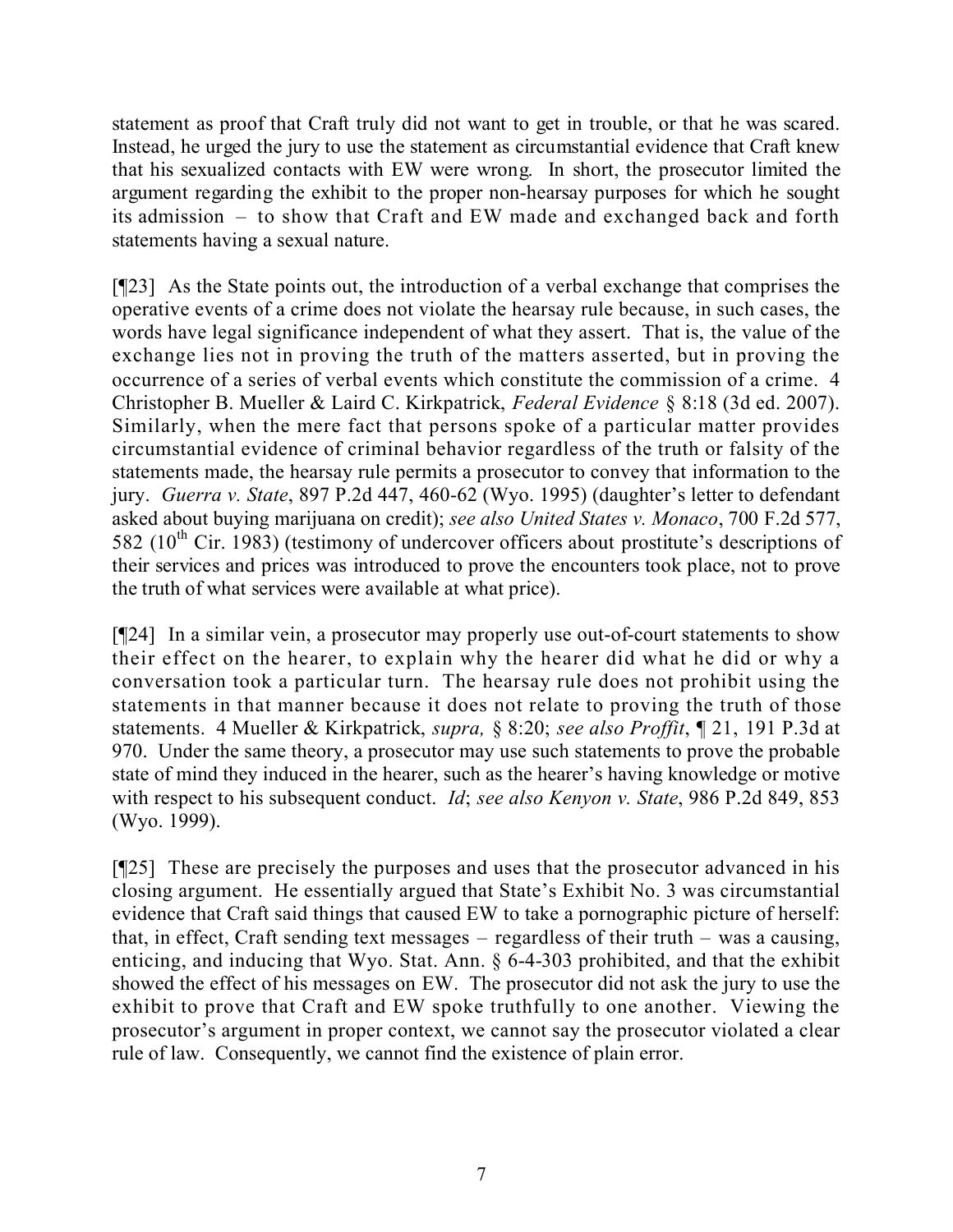statement as proof that Craft truly did not want to get in trouble, or that he was scared. Instead, he urged the jury to use the statement as circumstantial evidence that Craft knew that his sexualized contacts with EW were wrong. In short, the prosecutor limited the argument regarding the exhibit to the proper non-hearsay purposes for which he sought its admission – to show that Craft and EW made and exchanged back and forth statements having a sexual nature.

[¶23] As the State points out, the introduction of a verbal exchange that comprises the operative events of a crime does not violate the hearsay rule because, in such cases, the words have legal significance independent of what they assert. That is, the value of the exchange lies not in proving the truth of the matters asserted, but in proving the occurrence of a series of verbal events which constitute the commission of a crime. 4 Christopher B. Mueller & Laird C. Kirkpatrick, *Federal Evidence* § 8:18 (3d ed. 2007). Similarly, when the mere fact that persons spoke of a particular matter provides circumstantial evidence of criminal behavior regardless of the truth or falsity of the statements made, the hearsay rule permits a prosecutor to convey that information to the jury. *Guerra v. State*, 897 P.2d 447, 460-62 (Wyo. 1995) (daughter's letter to defendant asked about buying marijuana on credit); *see also United States v. Monaco*, 700 F.2d 577, 582 (10th Cir. 1983) (testimony of undercover officers about prostitute's descriptions of their services and prices was introduced to prove the encounters took place, not to prove the truth of what services were available at what price).

[¶24] In a similar vein, a prosecutor may properly use out-of-court statements to show their effect on the hearer, to explain why the hearer did what he did or why a conversation took a particular turn. The hearsay rule does not prohibit using the statements in that manner because it does not relate to proving the truth of those statements. 4 Mueller & Kirkpatrick, *supra,* § 8:20; *see also Proffit*, ¶ 21, 191 P.3d at 970. Under the same theory, a prosecutor may use such statements to prove the probable state of mind they induced in the hearer, such as the hearer's having knowledge or motive with respect to his subsequent conduct. *Id*; *see also Kenyon v. State*, 986 P.2d 849, 853 (Wyo. 1999).

[¶25] These are precisely the purposes and uses that the prosecutor advanced in his closing argument. He essentially argued that State's Exhibit No. 3 was circumstantial evidence that Craft said things that caused EW to take a pornographic picture of herself: that, in effect, Craft sending text messages – regardless of their truth – was a causing, enticing, and inducing that Wyo. Stat. Ann. § 6-4-303 prohibited, and that the exhibit showed the effect of his messages on EW. The prosecutor did not ask the jury to use the exhibit to prove that Craft and EW spoke truthfully to one another. Viewing the prosecutor's argument in proper context, we cannot say the prosecutor violated a clear rule of law. Consequently, we cannot find the existence of plain error.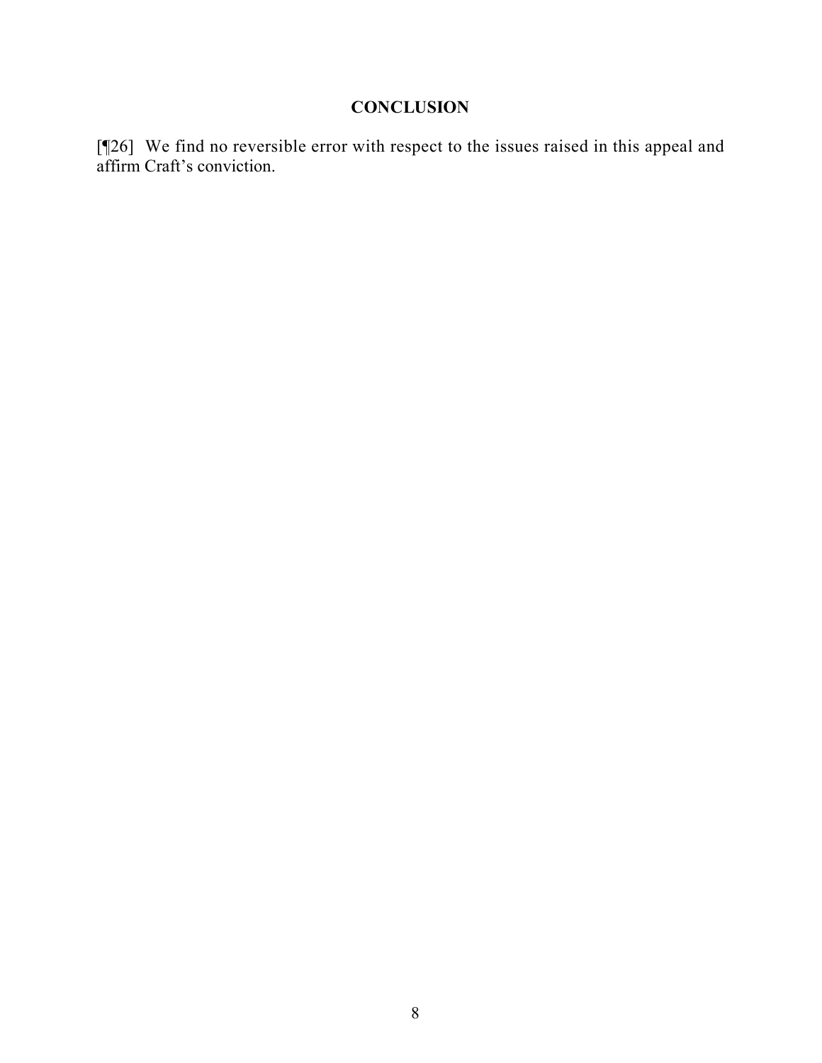## CONCLUSION

[¶26] We find no reversible error with respect to the issues raised in this appeal and affirm Craft's conviction.